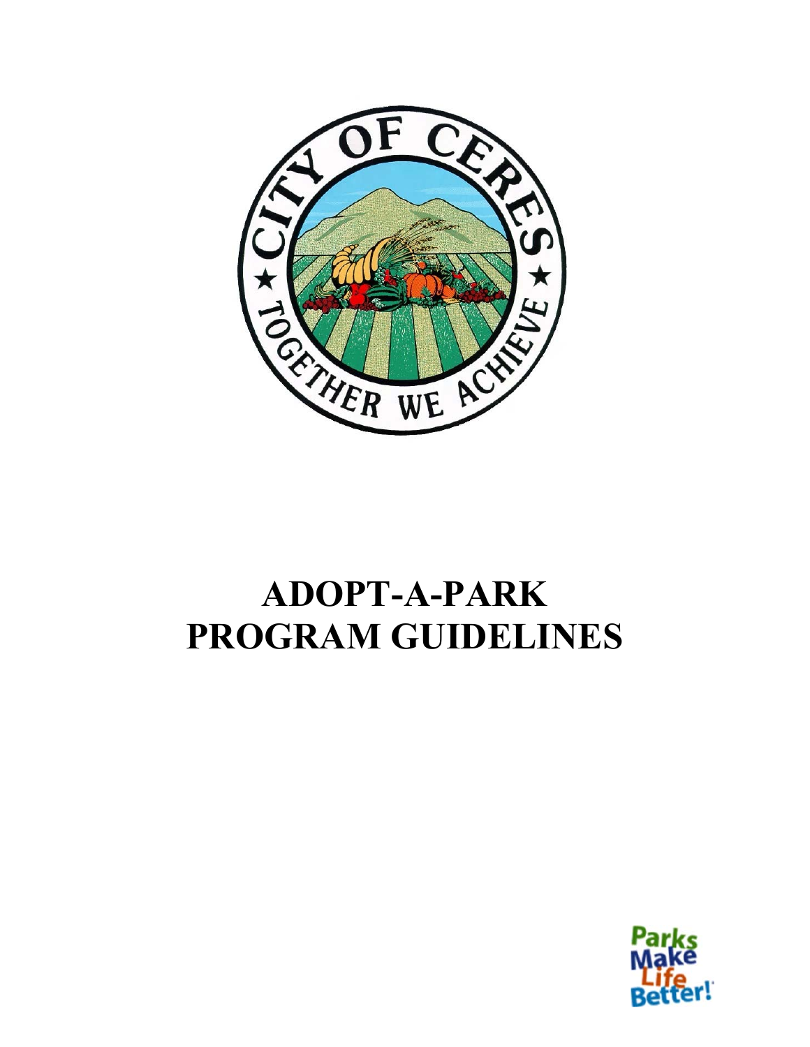# ADOPT-A-PARK PROGRAM GUIDELINES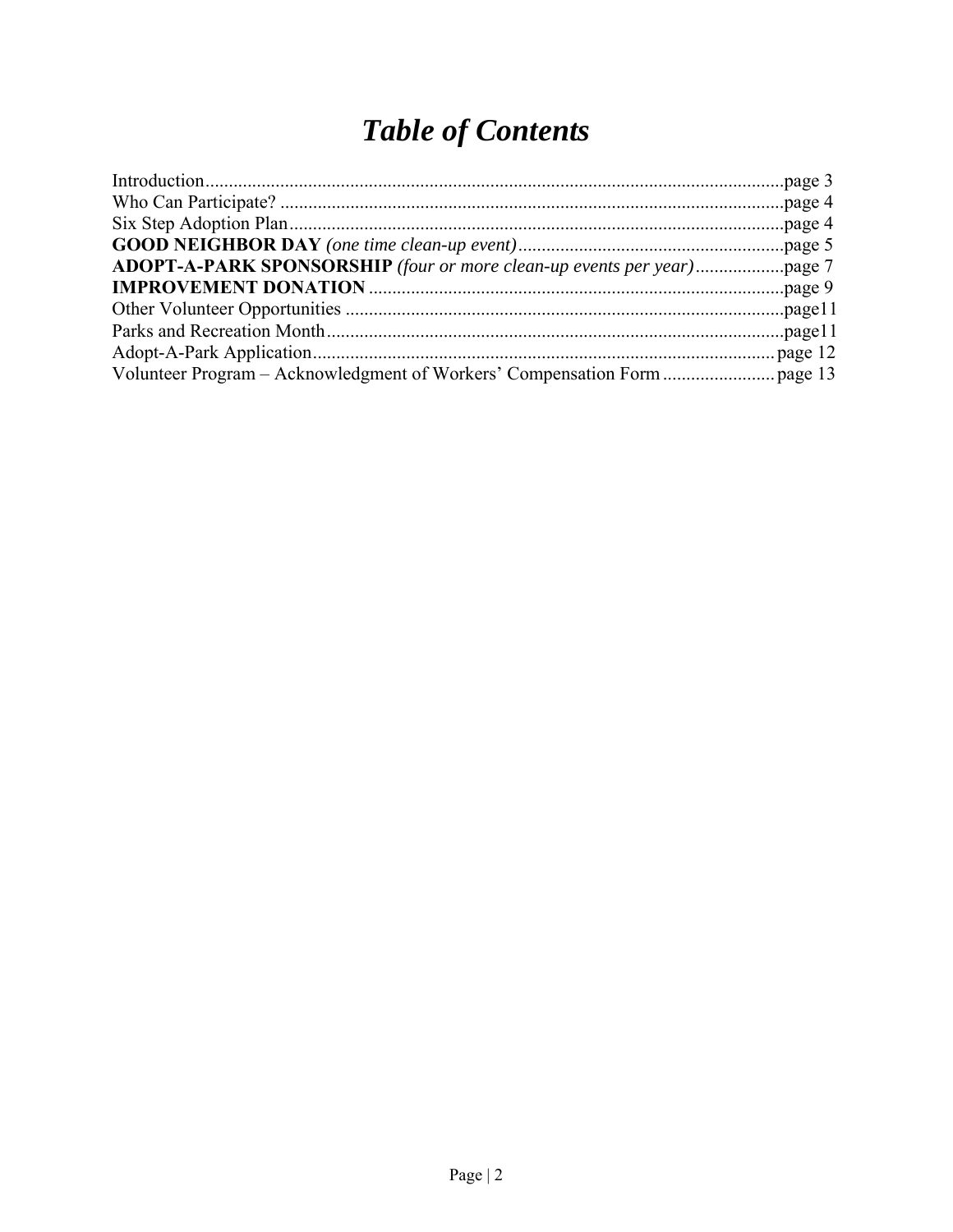# *Table of Contents*

Introduction...........................................................................................................................page 3
Who Can Participate? ...........................................................................................................page 4
Six Step Adoption Plan.........................................................................................................page 4
**GOOD NEIGHBOR DAY** *(one time clean-up event)*........................................................page 5
**ADOPT-A-PARK SPONSORSHIP** *(four or more clean-up events per year)*...................page 7
**IMPROVEMENT DONATION** .......................................................................................page 9
Other Volunteer Opportunities .............................................................................................page11
Parks and Recreation Month.................................................................................................page11
Adopt-A-Park Application.................................................................................................. page 12
Volunteer Program – Acknowledgment of Workers' Compensation Form ........................ page 13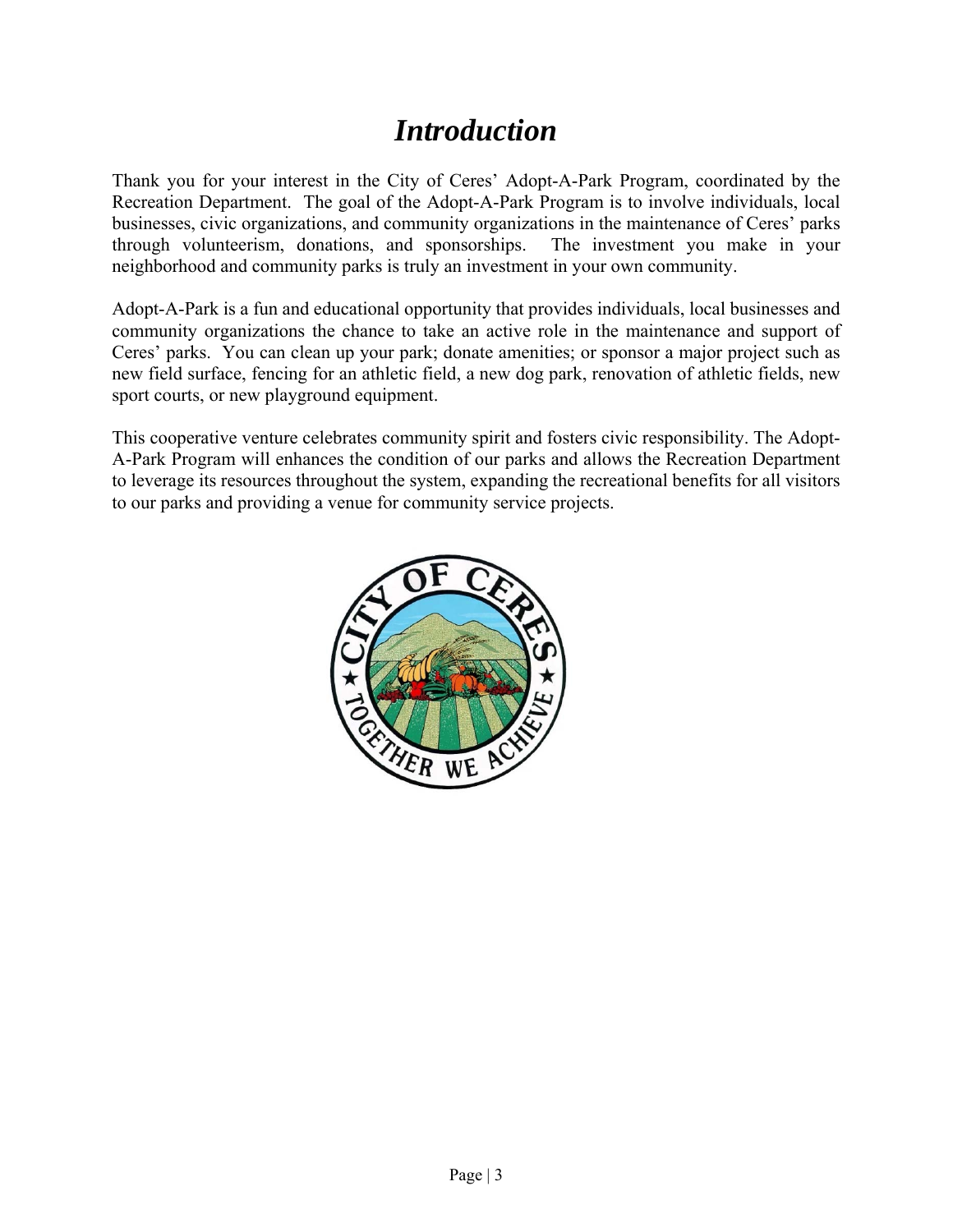# *Introduction*

Thank you for your interest in the City of Ceres' Adopt-A-Park Program, coordinated by the Recreation Department. The goal of the Adopt-A-Park Program is to involve individuals, local businesses, civic organizations, and community organizations in the maintenance of Ceres' parks through volunteerism, donations, and sponsorships. The investment you make in your neighborhood and community parks is truly an investment in your own community.

Adopt-A-Park is a fun and educational opportunity that provides individuals, local businesses and community organizations the chance to take an active role in the maintenance and support of Ceres' parks. You can clean up your park; donate amenities; or sponsor a major project such as new field surface, fencing for an athletic field, a new dog park, renovation of athletic fields, new sport courts, or new playground equipment.

This cooperative venture celebrates community spirit and fosters civic responsibility. The Adopt-A-Park Program will enhances the condition of our parks and allows the Recreation Department to leverage its resources throughout the system, expanding the recreational benefits for all visitors to our parks and providing a venue for community service projects.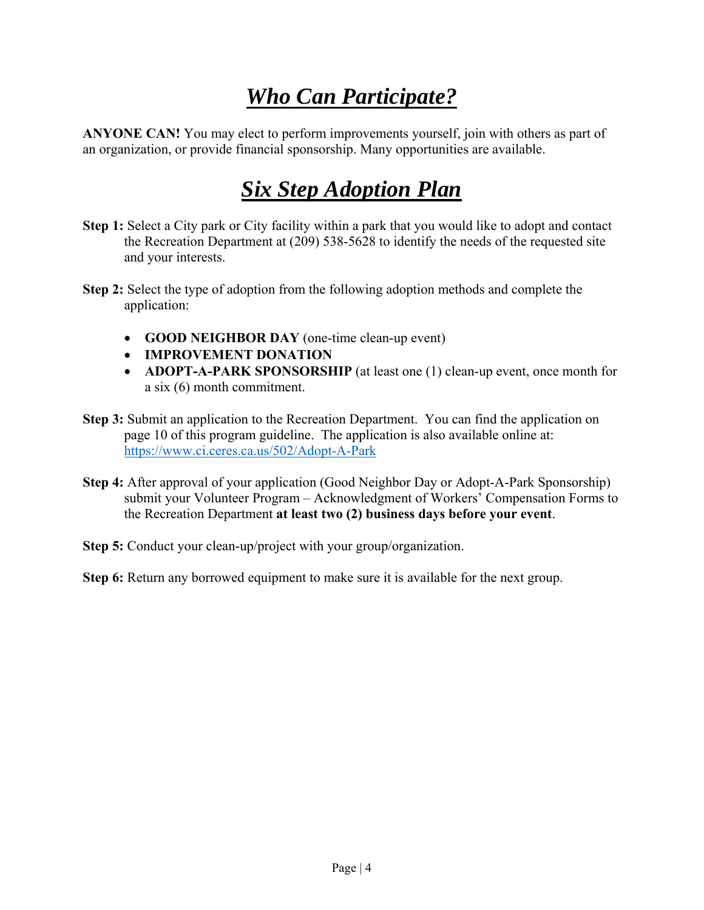# ***Who Can Participate?***

**ANYONE CAN!** You may elect to perform improvements yourself, join with others as part of an organization, or provide financial sponsorship. Many opportunities are available.

# ***Six Step Adoption Plan***

**Step 1:** Select a City park or City facility within a park that you would like to adopt and contact the Recreation Department at (209) 538-5628 to identify the needs of the requested site and your interests.

**Step 2:** Select the type of adoption from the following adoption methods and complete the application:

- **GOOD NEIGHBOR DAY** (one-time clean-up event)
- **IMPROVEMENT DONATION**
- **ADOPT-A-PARK SPONSORSHIP** (at least one (1) clean-up event, once month for a six (6) month commitment.

**Step 3:** Submit an application to the Recreation Department. You can find the application on page 10 of this program guideline. The application is also available online at: [https://www.ci.ceres.ca.us/502/Adopt-A-Park](https://www.ci.ceres.ca.us/502/Adopt-A-Park)

**Step 4:** After approval of your application (Good Neighbor Day or Adopt-A-Park Sponsorship) submit your Volunteer Program – Acknowledgment of Workers' Compensation Forms to the Recreation Department **at least two (2) business days before your event**.

**Step 5:** Conduct your clean-up/project with your group/organization.

**Step 6:** Return any borrowed equipment to make sure it is available for the next group.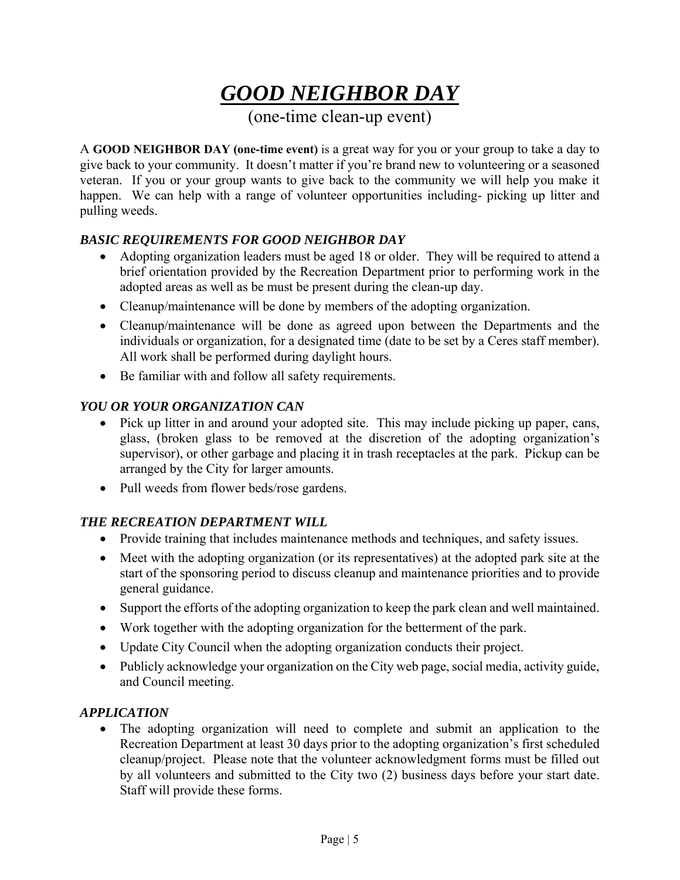# ***GOOD NEIGHBOR DAY***

(one-time clean-up event)

A **GOOD NEIGHBOR DAY (one-time event)** is a great way for you or your group to take a day to give back to your community. It doesn't matter if you're brand new to volunteering or a seasoned veteran. If you or your group wants to give back to the community we will help you make it happen. We can help with a range of volunteer opportunities including- picking up litter and pulling weeds.

### ***BASIC REQUIREMENTS FOR GOOD NEIGHBOR DAY***

- Adopting organization leaders must be aged 18 or older. They will be required to attend a brief orientation provided by the Recreation Department prior to performing work in the adopted areas as well as be must be present during the clean-up day.
- Cleanup/maintenance will be done by members of the adopting organization.
- Cleanup/maintenance will be done as agreed upon between the Departments and the individuals or organization, for a designated time (date to be set by a Ceres staff member). All work shall be performed during daylight hours.
- Be familiar with and follow all safety requirements.

### ***YOU OR YOUR ORGANIZATION CAN***

- Pick up litter in and around your adopted site. This may include picking up paper, cans, glass, (broken glass to be removed at the discretion of the adopting organization's supervisor), or other garbage and placing it in trash receptacles at the park. Pickup can be arranged by the City for larger amounts.
- Pull weeds from flower beds/rose gardens.

### ***THE RECREATION DEPARTMENT WILL***

- Provide training that includes maintenance methods and techniques, and safety issues.
- Meet with the adopting organization (or its representatives) at the adopted park site at the start of the sponsoring period to discuss cleanup and maintenance priorities and to provide general guidance.
- Support the efforts of the adopting organization to keep the park clean and well maintained.
- Work together with the adopting organization for the betterment of the park.
- Update City Council when the adopting organization conducts their project.
- Publicly acknowledge your organization on the City web page, social media, activity guide, and Council meeting.

### ***APPLICATION***

- The adopting organization will need to complete and submit an application to the Recreation Department at least 30 days prior to the adopting organization's first scheduled cleanup/project. Please note that the volunteer acknowledgment forms must be filled out by all volunteers and submitted to the City two (2) business days before your start date. Staff will provide these forms.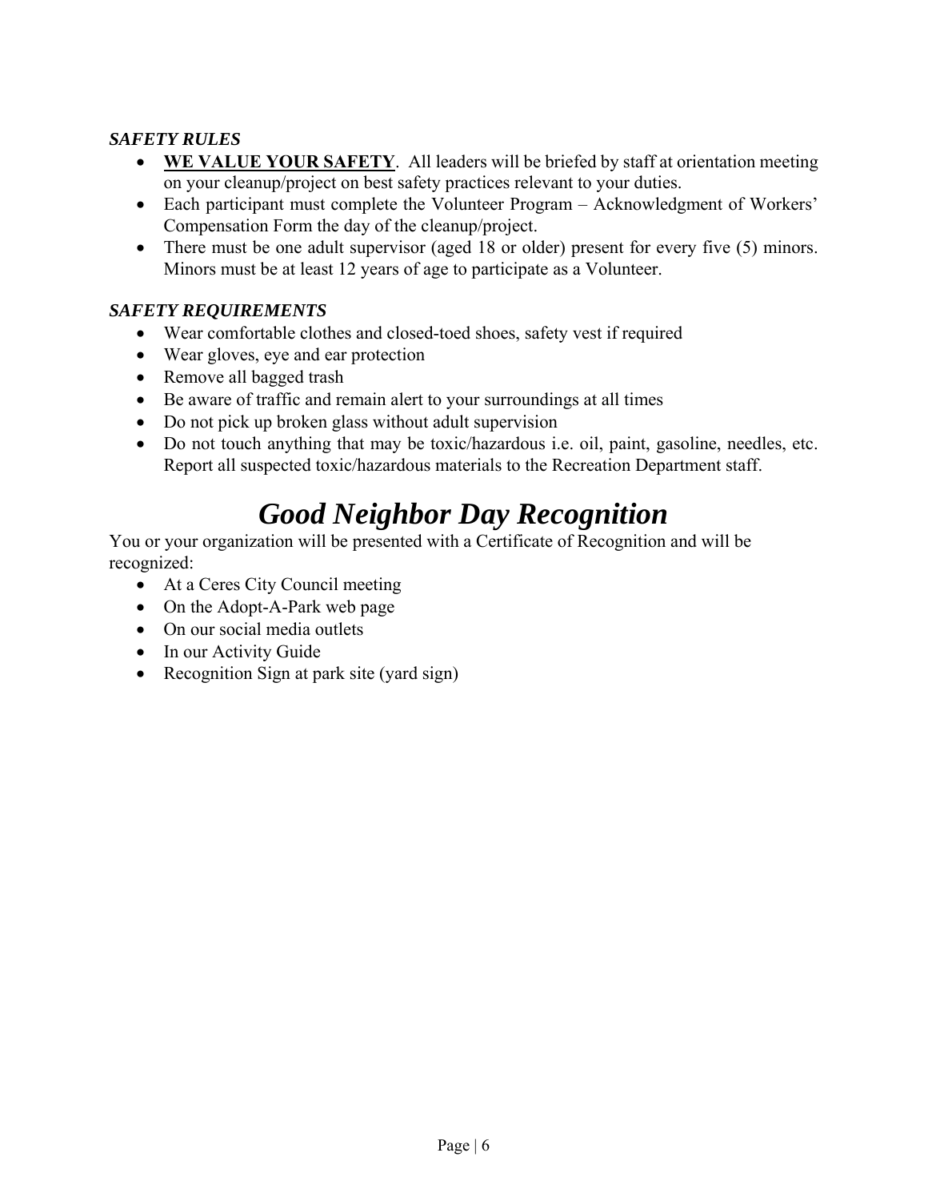### *SAFETY RULES*

- **WE VALUE YOUR SAFETY**. All leaders will be briefed by staff at orientation meeting on your cleanup/project on best safety practices relevant to your duties.
- Each participant must complete the Volunteer Program – Acknowledgment of Workers' Compensation Form the day of the cleanup/project.
- There must be one adult supervisor (aged 18 or older) present for every five (5) minors. Minors must be at least 12 years of age to participate as a Volunteer.

### *SAFETY REQUIREMENTS*

- Wear comfortable clothes and closed-toed shoes, safety vest if required
- Wear gloves, eye and ear protection
- Remove all bagged trash
- Be aware of traffic and remain alert to your surroundings at all times
- Do not pick up broken glass without adult supervision
- Do not touch anything that may be toxic/hazardous i.e. oil, paint, gasoline, needles, etc. Report all suspected toxic/hazardous materials to the Recreation Department staff.

# *Good Neighbor Day Recognition*

You or your organization will be presented with a Certificate of Recognition and will be recognized:

- At a Ceres City Council meeting
- On the Adopt-A-Park web page
- On our social media outlets
- In our Activity Guide
- Recognition Sign at park site (yard sign)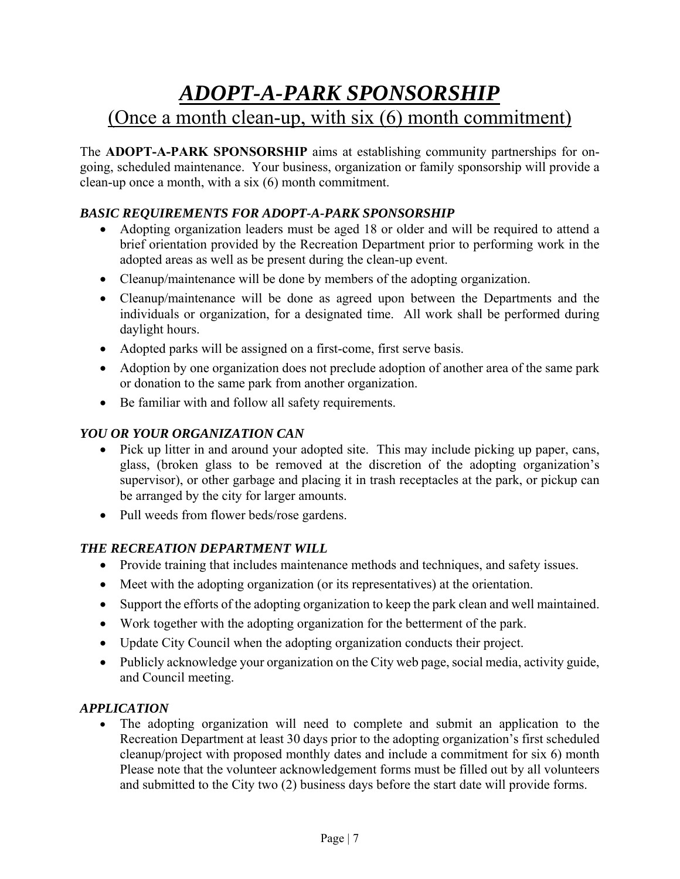# ***ADOPT-A-PARK SPONSORSHIP***

## (Once a month clean-up, with six (6) month commitment)

The **ADOPT-A-PARK SPONSORSHIP** aims at establishing community partnerships for on-going, scheduled maintenance. Your business, organization or family sponsorship will provide a clean-up once a month, with a six (6) month commitment.

### *BASIC REQUIREMENTS FOR ADOPT-A-PARK SPONSORSHIP*

- Adopting organization leaders must be aged 18 or older and will be required to attend a brief orientation provided by the Recreation Department prior to performing work in the adopted areas as well as be present during the clean-up event.
- Cleanup/maintenance will be done by members of the adopting organization.
- Cleanup/maintenance will be done as agreed upon between the Departments and the individuals or organization, for a designated time. All work shall be performed during daylight hours.
- Adopted parks will be assigned on a first-come, first serve basis.
- Adoption by one organization does not preclude adoption of another area of the same park or donation to the same park from another organization.
- Be familiar with and follow all safety requirements.

### *YOU OR YOUR ORGANIZATION CAN*

- Pick up litter in and around your adopted site. This may include picking up paper, cans, glass, (broken glass to be removed at the discretion of the adopting organization's supervisor), or other garbage and placing it in trash receptacles at the park, or pickup can be arranged by the city for larger amounts.
- Pull weeds from flower beds/rose gardens.

### *THE RECREATION DEPARTMENT WILL*

- Provide training that includes maintenance methods and techniques, and safety issues.
- Meet with the adopting organization (or its representatives) at the orientation.
- Support the efforts of the adopting organization to keep the park clean and well maintained.
- Work together with the adopting organization for the betterment of the park.
- Update City Council when the adopting organization conducts their project.
- Publicly acknowledge your organization on the City web page, social media, activity guide, and Council meeting.

### *APPLICATION*

- The adopting organization will need to complete and submit an application to the Recreation Department at least 30 days prior to the adopting organization's first scheduled cleanup/project with proposed monthly dates and include a commitment for six 6) month Please note that the volunteer acknowledgement forms must be filled out by all volunteers and submitted to the City two (2) business days before the start date will provide forms.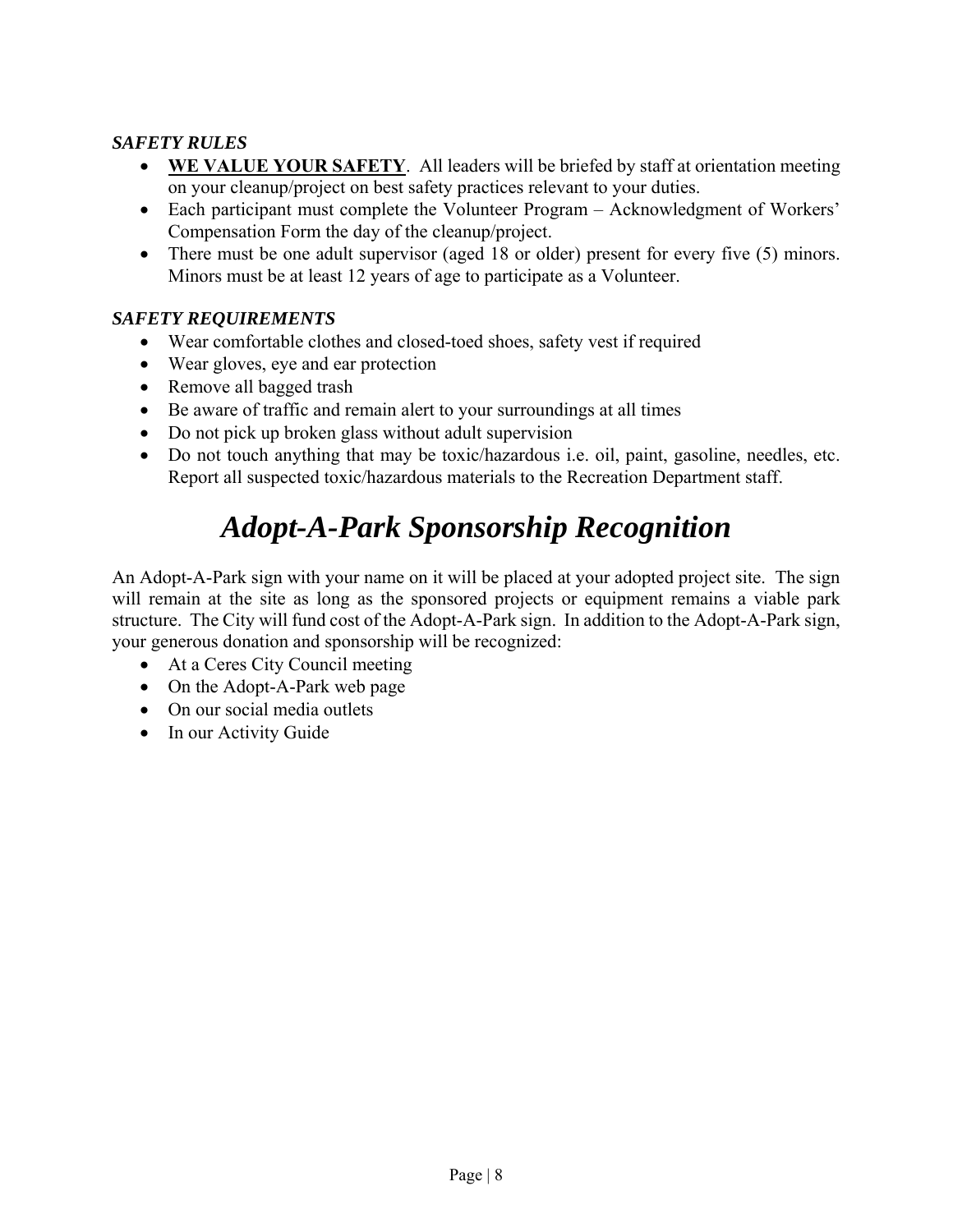### *SAFETY RULES*

- **WE VALUE YOUR SAFETY**. All leaders will be briefed by staff at orientation meeting on your cleanup/project on best safety practices relevant to your duties.
- Each participant must complete the Volunteer Program – Acknowledgment of Workers' Compensation Form the day of the cleanup/project.
- There must be one adult supervisor (aged 18 or older) present for every five (5) minors. Minors must be at least 12 years of age to participate as a Volunteer.

### *SAFETY REQUIREMENTS*

- Wear comfortable clothes and closed-toed shoes, safety vest if required
- Wear gloves, eye and ear protection
- Remove all bagged trash
- Be aware of traffic and remain alert to your surroundings at all times
- Do not pick up broken glass without adult supervision
- Do not touch anything that may be toxic/hazardous i.e. oil, paint, gasoline, needles, etc. Report all suspected toxic/hazardous materials to the Recreation Department staff.

# *Adopt-A-Park Sponsorship Recognition*

An Adopt-A-Park sign with your name on it will be placed at your adopted project site. The sign will remain at the site as long as the sponsored projects or equipment remains a viable park structure. The City will fund cost of the Adopt-A-Park sign. In addition to the Adopt-A-Park sign, your generous donation and sponsorship will be recognized:

- At a Ceres City Council meeting
- On the Adopt-A-Park web page
- On our social media outlets
- In our Activity Guide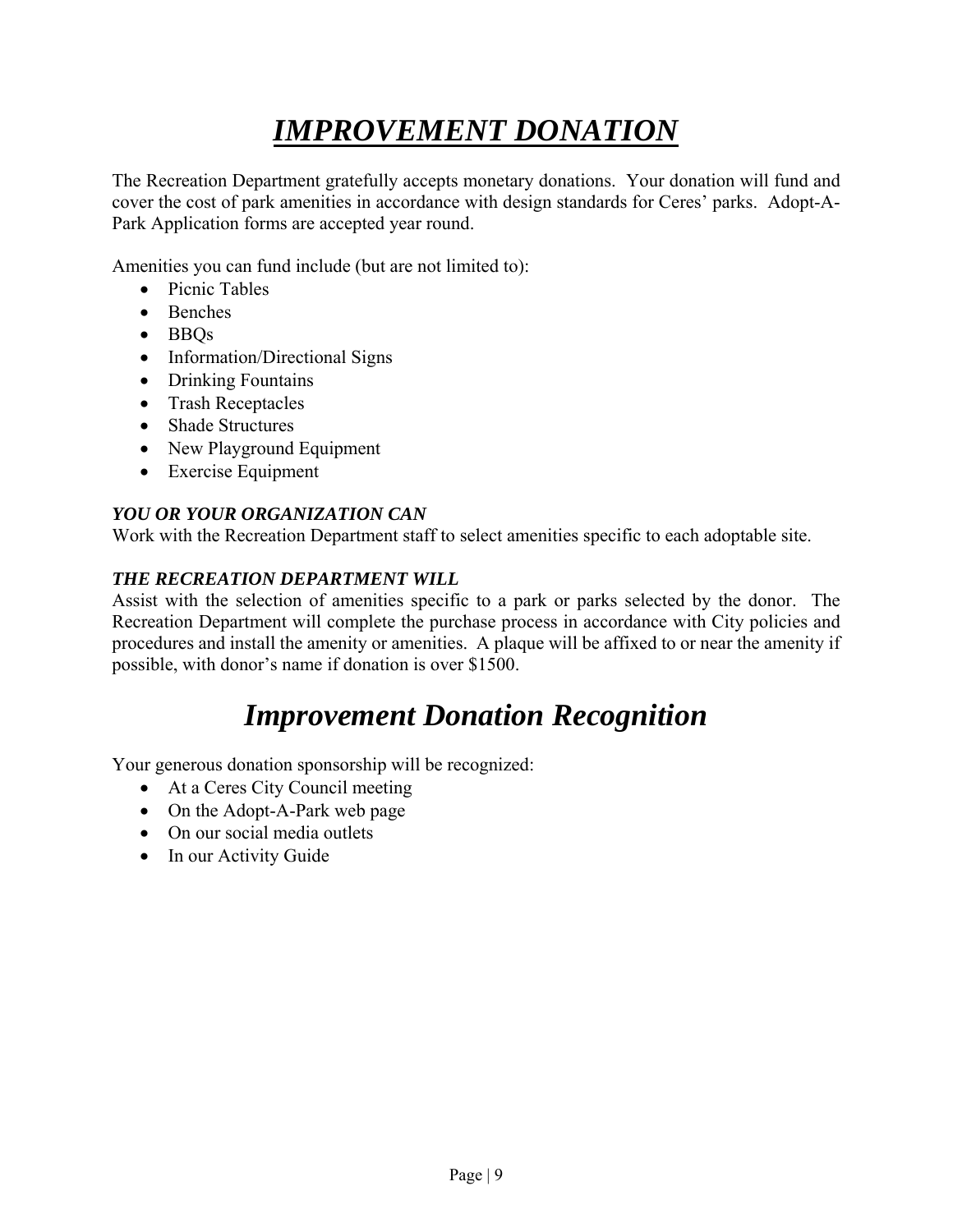# ***IMPROVEMENT DONATION***

The Recreation Department gratefully accepts monetary donations. Your donation will fund and cover the cost of park amenities in accordance with design standards for Ceres' parks. Adopt-A-Park Application forms are accepted year round.

Amenities you can fund include (but are not limited to):

- Picnic Tables
- Benches
- BBQs
- Information/Directional Signs
- Drinking Fountains
- Trash Receptacles
- Shade Structures
- New Playground Equipment
- Exercise Equipment

***YOU OR YOUR ORGANIZATION CAN***

Work with the Recreation Department staff to select amenities specific to each adoptable site.

***THE RECREATION DEPARTMENT WILL***

Assist with the selection of amenities specific to a park or parks selected by the donor. The Recreation Department will complete the purchase process in accordance with City policies and procedures and install the amenity or amenities. A plaque will be affixed to or near the amenity if possible, with donor's name if donation is over $1500.

# ***Improvement Donation Recognition***

Your generous donation sponsorship will be recognized:

- At a Ceres City Council meeting
- On the Adopt-A-Park web page
- On our social media outlets
- In our Activity Guide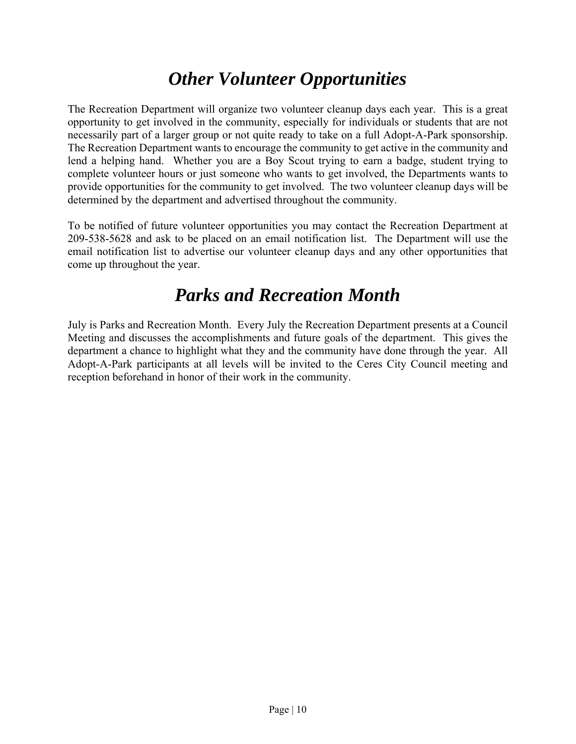# *Other Volunteer Opportunities*

The Recreation Department will organize two volunteer cleanup days each year. This is a great opportunity to get involved in the community, especially for individuals or students that are not necessarily part of a larger group or not quite ready to take on a full Adopt-A-Park sponsorship. The Recreation Department wants to encourage the community to get active in the community and lend a helping hand. Whether you are a Boy Scout trying to earn a badge, student trying to complete volunteer hours or just someone who wants to get involved, the Departments wants to provide opportunities for the community to get involved. The two volunteer cleanup days will be determined by the department and advertised throughout the community.

To be notified of future volunteer opportunities you may contact the Recreation Department at 209-538-5628 and ask to be placed on an email notification list. The Department will use the email notification list to advertise our volunteer cleanup days and any other opportunities that come up throughout the year.

# *Parks and Recreation Month*

July is Parks and Recreation Month. Every July the Recreation Department presents at a Council Meeting and discusses the accomplishments and future goals of the department. This gives the department a chance to highlight what they and the community have done through the year. All Adopt-A-Park participants at all levels will be invited to the Ceres City Council meeting and reception beforehand in honor of their work in the community.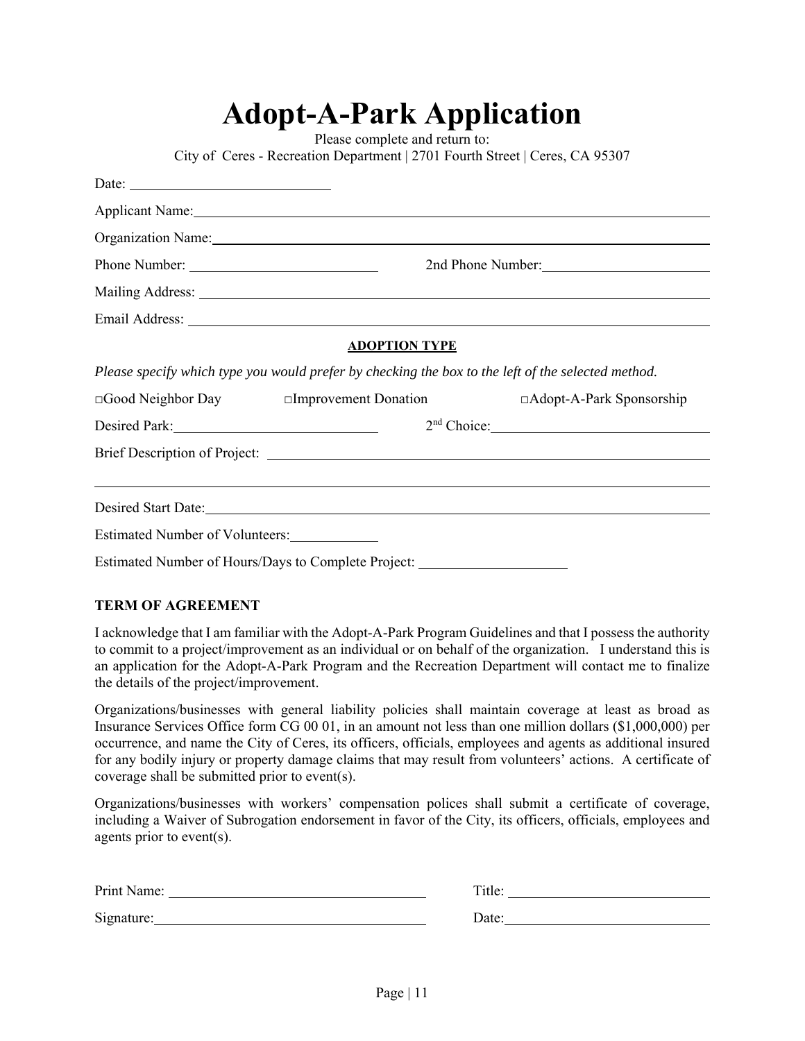# Adopt-A-Park Application

Please complete and return to:
City of Ceres - Recreation Department | 2701 Fourth Street | Ceres, CA 95307

Date: ____________________________

Applicant Name: ____________________________________________________________________

Organization Name: _________________________________________________________________

Phone Number: ___________________________ 2nd Phone Number: _______________________

Mailing Address: ___________________________________________________________________

Email Address: _____________________________________________________________________

**ADOPTION TYPE**

*Please specify which type you would prefer by checking the box to the left of the selected method.*

□Good Neighbor Day □Improvement Donation □Adopt-A-Park Sponsorship

Desired Park: ____________________________ 2nd Choice: ______________________________

Brief Description of Project: _________________________________________________________

___________________________________________________________________________________

Desired Start Date: _________________________________________________________________

Estimated Number of Volunteers: ____________

Estimated Number of Hours/Days to Complete Project: ____________________

**TERM OF AGREEMENT**

I acknowledge that I am familiar with the Adopt-A-Park Program Guidelines and that I possess the authority to commit to a project/improvement as an individual or on behalf of the organization. I understand this is an application for the Adopt-A-Park Program and the Recreation Department will contact me to finalize the details of the project/improvement.

Organizations/businesses with general liability policies shall maintain coverage at least as broad as Insurance Services Office form CG 00 01, in an amount not less than one million dollars ($1,000,000) per occurrence, and name the City of Ceres, its officers, officials, employees and agents as additional insured for any bodily injury or property damage claims that may result from volunteers' actions. A certificate of coverage shall be submitted prior to event(s).

Organizations/businesses with workers' compensation polices shall submit a certificate of coverage, including a Waiver of Subrogation endorsement in favor of the City, its officers, officials, employees and agents prior to event(s).

Print Name: ___________________________________ Title: ____________________________

Signature: ____________________________________ Date: ____________________________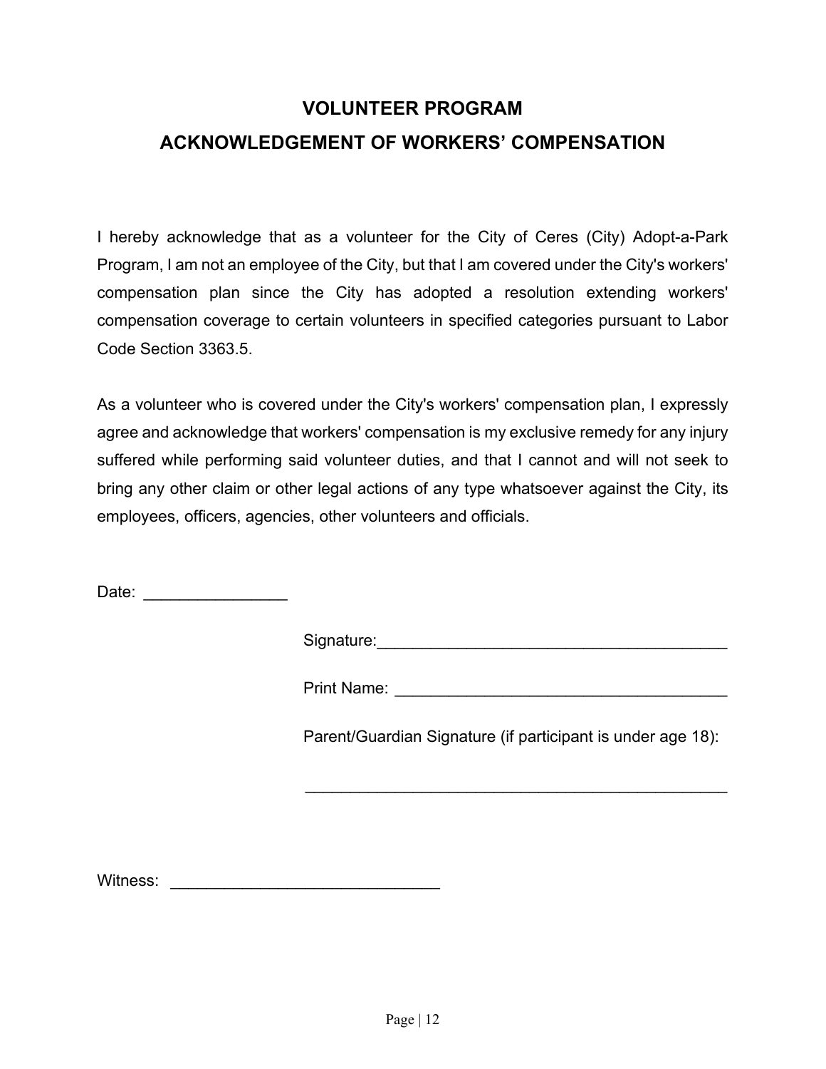## VOLUNTEER PROGRAM
## ACKNOWLEDGEMENT OF WORKERS' COMPENSATION

I hereby acknowledge that as a volunteer for the City of Ceres (City) Adopt-a-Park Program, I am not an employee of the City, but that I am covered under the City's workers' compensation plan since the City has adopted a resolution extending workers' compensation coverage to certain volunteers in specified categories pursuant to Labor Code Section 3363.5.

As a volunteer who is covered under the City's workers' compensation plan, I expressly agree and acknowledge that workers' compensation is my exclusive remedy for any injury suffered while performing said volunteer duties, and that I cannot and will not seek to bring any other claim or other legal actions of any type whatsoever against the City, its employees, officers, agencies, other volunteers and officials.

Date: ________________

Signature:_______________________________________

Print Name: _____________________________________

Parent/Guardian Signature (if participant is under age 18):

_______________________________________________

Witness: ______________________________